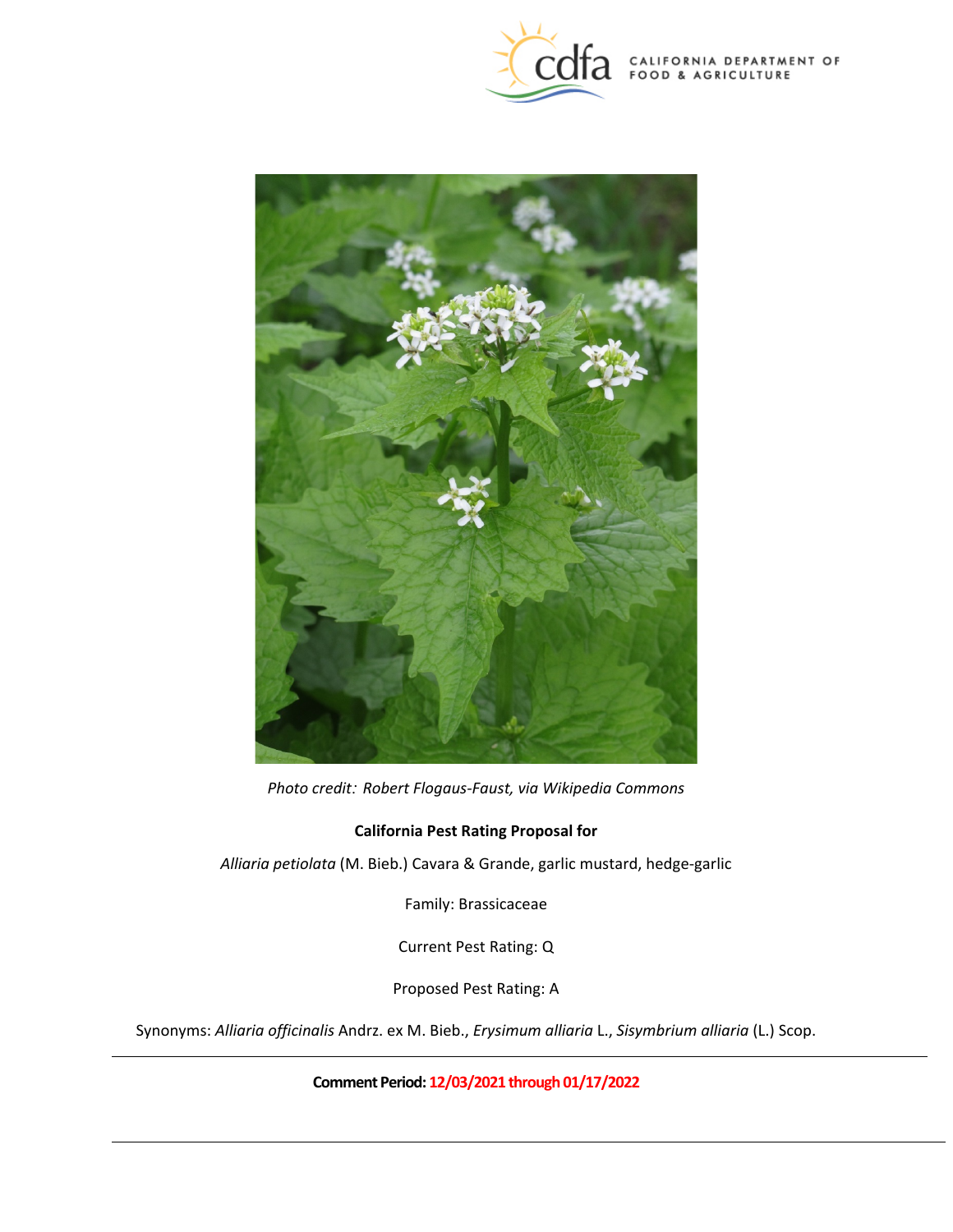Photo credit: Robert Flogaus-Faust, via Wikipedia Commons

**California Pest Rating Proposal for**

*Alliaria petiolata* (M. Bieb.) Cavara & Grande, garlic mustard, hedge-garlic

Family: Brassicaceae

Current Pest Rating: Q

Proposed Pest Rating: A

Synonyms: *Alliaria officinalis* Andrz. ex M. Bieb., *Erysimum alliaria* L., *Sisymbrium alliaria* (L.) Scop.

---

**Comment Period: 12/03/2021 through 01/17/2022**

---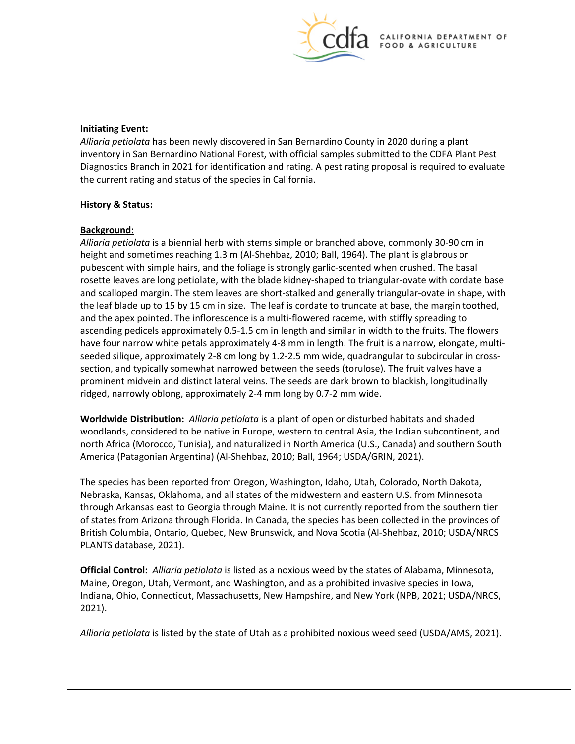**Initiating Event:**
*Alliaria petiolata* has been newly discovered in San Bernardino County in 2020 during a plant inventory in San Bernardino National Forest, with official samples submitted to the CDFA Plant Pest Diagnostics Branch in 2021 for identification and rating. A pest rating proposal is required to evaluate the current rating and status of the species in California.

**History & Status:**

**Background:**
*Alliaria petiolata* is a biennial herb with stems simple or branched above, commonly 30-90 cm in height and sometimes reaching 1.3 m (Al-Shehbaz, 2010; Ball, 1964). The plant is glabrous or pubescent with simple hairs, and the foliage is strongly garlic-scented when crushed. The basal rosette leaves are long petiolate, with the blade kidney-shaped to triangular-ovate with cordate base and scalloped margin. The stem leaves are short-stalked and generally triangular-ovate in shape, with the leaf blade up to 15 by 15 cm in size. The leaf is cordate to truncate at base, the margin toothed, and the apex pointed. The inflorescence is a multi-flowered raceme, with stiffly spreading to ascending pedicels approximately 0.5-1.5 cm in length and similar in width to the fruits. The flowers have four narrow white petals approximately 4-8 mm in length. The fruit is a narrow, elongate, multi-seeded silique, approximately 2-8 cm long by 1.2-2.5 mm wide, quadrangular to subcircular in cross-section, and typically somewhat narrowed between the seeds (torulose). The fruit valves have a prominent midvein and distinct lateral veins. The seeds are dark brown to blackish, longitudinally ridged, narrowly oblong, approximately 2-4 mm long by 0.7-2 mm wide.

**Worldwide Distribution:** *Alliaria petiolata* is a plant of open or disturbed habitats and shaded woodlands, considered to be native in Europe, western to central Asia, the Indian subcontinent, and north Africa (Morocco, Tunisia), and naturalized in North America (U.S., Canada) and southern South America (Patagonian Argentina) (Al-Shehbaz, 2010; Ball, 1964; USDA/GRIN, 2021).

The species has been reported from Oregon, Washington, Idaho, Utah, Colorado, North Dakota, Nebraska, Kansas, Oklahoma, and all states of the midwestern and eastern U.S. from Minnesota through Arkansas east to Georgia through Maine. It is not currently reported from the southern tier of states from Arizona through Florida. In Canada, the species has been collected in the provinces of British Columbia, Ontario, Quebec, New Brunswick, and Nova Scotia (Al-Shehbaz, 2010; USDA/NRCS PLANTS database, 2021).

**Official Control:** *Alliaria petiolata* is listed as a noxious weed by the states of Alabama, Minnesota, Maine, Oregon, Utah, Vermont, and Washington, and as a prohibited invasive species in Iowa, Indiana, Ohio, Connecticut, Massachusetts, New Hampshire, and New York (NPB, 2021; USDA/NRCS, 2021).

*Alliaria petiolata* is listed by the state of Utah as a prohibited noxious weed seed (USDA/AMS, 2021).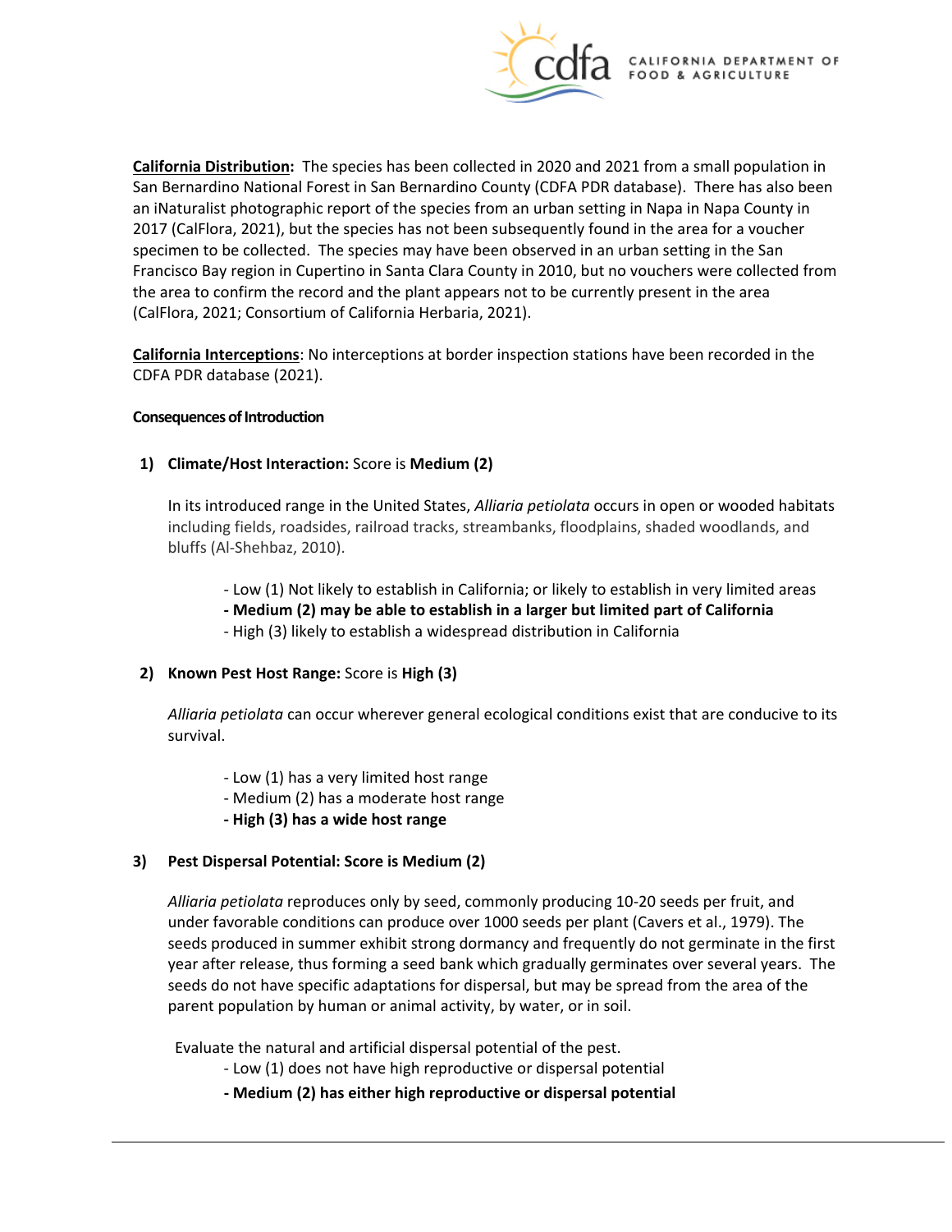**California Distribution:** The species has been collected in 2020 and 2021 from a small population in San Bernardino National Forest in San Bernardino County (CDFA PDR database). There has also been an iNaturalist photographic report of the species from an urban setting in Napa in Napa County in 2017 (CalFlora, 2021), but the species has not been subsequently found in the area for a voucher specimen to be collected. The species may have been observed in an urban setting in the San Francisco Bay region in Cupertino in Santa Clara County in 2010, but no vouchers were collected from the area to confirm the record and the plant appears not to be currently present in the area (CalFlora, 2021; Consortium of California Herbaria, 2021).

**California Interceptions**: No interceptions at border inspection stations have been recorded in the CDFA PDR database (2021).

**Consequences of Introduction**

1) **Climate/Host Interaction:** Score is **Medium (2)**

   In its introduced range in the United States, *Alliaria petiolata* occurs in open or wooded habitats including fields, roadsides, railroad tracks, streambanks, floodplains, shaded woodlands, and bluffs (Al-Shehbaz, 2010).

   - Low (1) Not likely to establish in California; or likely to establish in very limited areas
   - **Medium (2) may be able to establish in a larger but limited part of California**
   - High (3) likely to establish a widespread distribution in California

2) **Known Pest Host Range:** Score is **High (3)**

   *Alliaria petiolata* can occur wherever general ecological conditions exist that are conducive to its survival.

   - Low (1) has a very limited host range
   - Medium (2) has a moderate host range
   - **High (3) has a wide host range**

3) **Pest Dispersal Potential: Score is Medium (2)**

   *Alliaria petiolata* reproduces only by seed, commonly producing 10-20 seeds per fruit, and under favorable conditions can produce over 1000 seeds per plant (Cavers et al., 1979). The seeds produced in summer exhibit strong dormancy and frequently do not germinate in the first year after release, thus forming a seed bank which gradually germinates over several years. The seeds do not have specific adaptations for dispersal, but may be spread from the area of the parent population by human or animal activity, by water, or in soil.

   Evaluate the natural and artificial dispersal potential of the pest.

   - Low (1) does not have high reproductive or dispersal potential
   - **Medium (2) has either high reproductive or dispersal potential**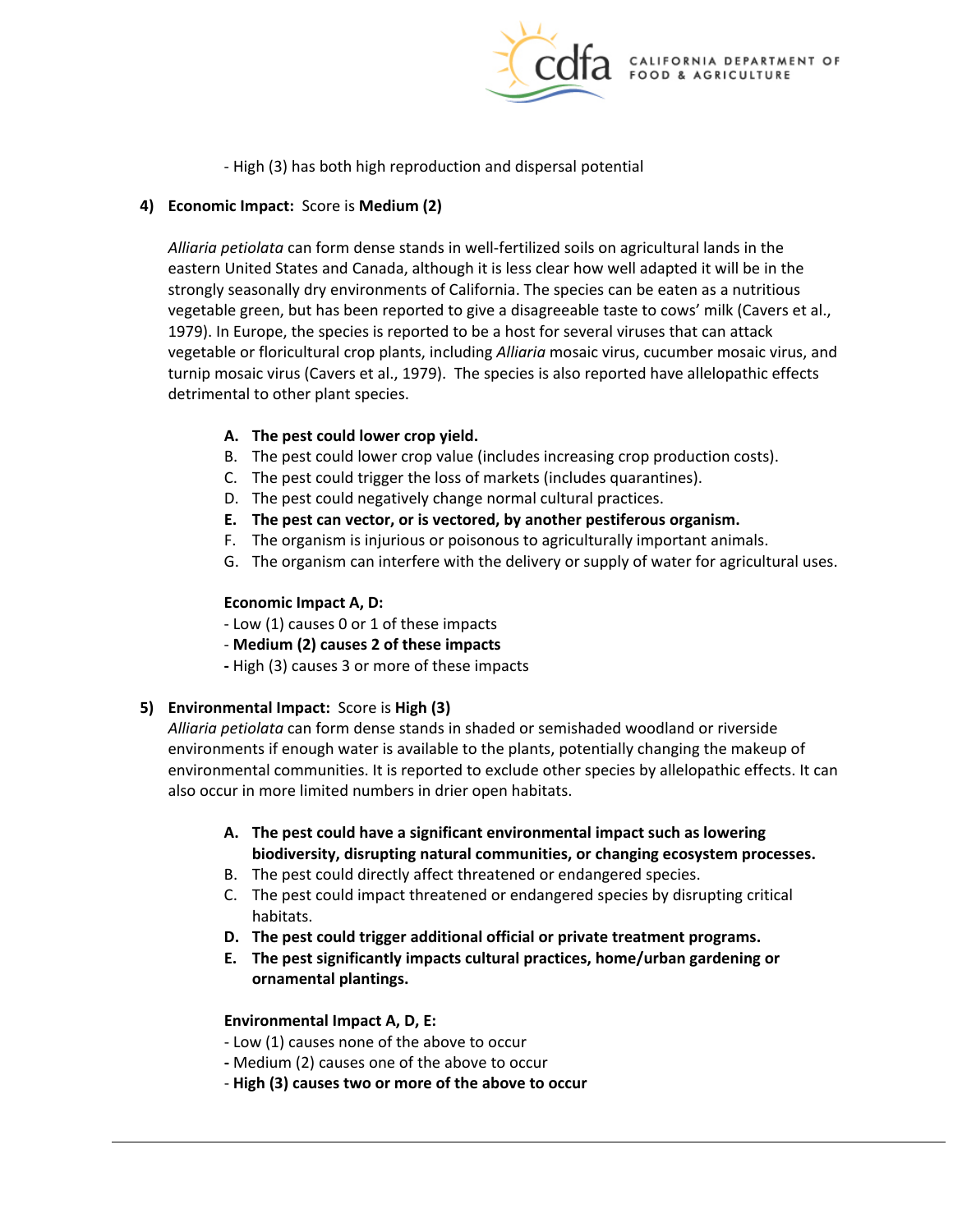- High (3) has both high reproduction and dispersal potential

4) **Economic Impact:** Score is **Medium (2)**

   *Alliaria petiolata* can form dense stands in well-fertilized soils on agricultural lands in the eastern United States and Canada, although it is less clear how well adapted it will be in the strongly seasonally dry environments of California. The species can be eaten as a nutritious vegetable green, but has been reported to give a disagreeable taste to cows' milk (Cavers et al., 1979). In Europe, the species is reported to be a host for several viruses that can attack vegetable or floricultural crop plants, including *Alliaria* mosaic virus, cucumber mosaic virus, and turnip mosaic virus (Cavers et al., 1979). The species is also reported have allelopathic effects detrimental to other plant species.

   A. **The pest could lower crop yield.**
   B. The pest could lower crop value (includes increasing crop production costs).
   C. The pest could trigger the loss of markets (includes quarantines).
   D. The pest could negatively change normal cultural practices.
   E. **The pest can vector, or is vectored, by another pestiferous organism.**
   F. The organism is injurious or poisonous to agriculturally important animals.
   G. The organism can interfere with the delivery or supply of water for agricultural uses.

   **Economic Impact A, D:**
   - Low (1) causes 0 or 1 of these impacts
   - **Medium (2) causes 2 of these impacts**
   - High (3) causes 3 or more of these impacts

5) **Environmental Impact:** Score is **High (3)**

   *Alliaria petiolata* can form dense stands in shaded or semishaded woodland or riverside environments if enough water is available to the plants, potentially changing the makeup of environmental communities. It is reported to exclude other species by allelopathic effects. It can also occur in more limited numbers in drier open habitats.

   A. **The pest could have a significant environmental impact such as lowering biodiversity, disrupting natural communities, or changing ecosystem processes.**
   B. The pest could directly affect threatened or endangered species.
   C. The pest could impact threatened or endangered species by disrupting critical habitats.
   D. **The pest could trigger additional official or private treatment programs.**
   E. **The pest significantly impacts cultural practices, home/urban gardening or ornamental plantings.**

   **Environmental Impact A, D, E:**
   - Low (1) causes none of the above to occur
   - Medium (2) causes one of the above to occur
   - **High (3) causes two or more of the above to occur**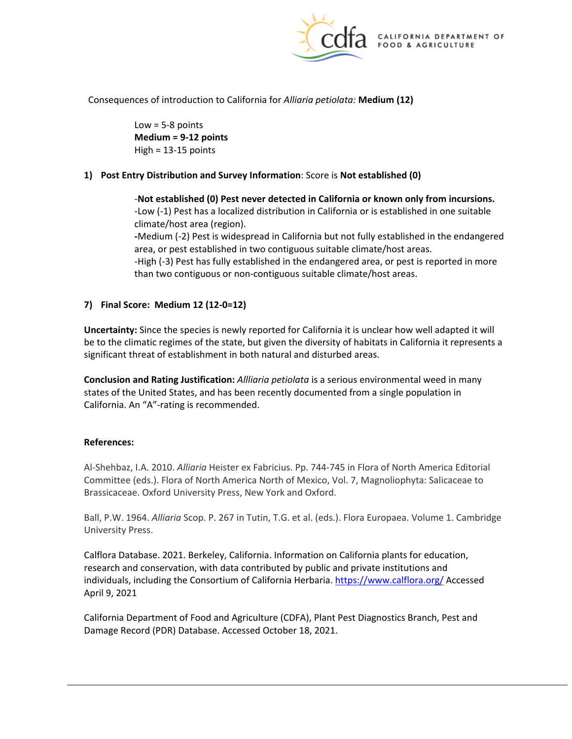Consequences of introduction to California for *Alliaria petiolata:* **Medium (12)**

> Low = 5-8 points
> **Medium = 9-12 points**
> High = 13-15 points

**1) Post Entry Distribution and Survey Information**: Score is **Not established (0)**

> -**Not established (0) Pest never detected in California or known only from incursions.**
> -Low (-1) Pest has a localized distribution in California or is established in one suitable climate/host area (region).
> **-**Medium (-2) Pest is widespread in California but not fully established in the endangered area, or pest established in two contiguous suitable climate/host areas.
> -High (-3) Pest has fully established in the endangered area, or pest is reported in more than two contiguous or non-contiguous suitable climate/host areas.

**7) Final Score: Medium 12 (12-0=12)**

**Uncertainty:** Since the species is newly reported for California it is unclear how well adapted it will be to the climatic regimes of the state, but given the diversity of habitats in California it represents a significant threat of establishment in both natural and disturbed areas.

**Conclusion and Rating Justification:** *Allliaria petiolata* is a serious environmental weed in many states of the United States, and has been recently documented from a single population in California. An "A"-rating is recommended.

**References:**

Al-Shehbaz, I.A. 2010. *Alliaria* Heister ex Fabricius. Pp. 744-745 in Flora of North America Editorial Committee (eds.). Flora of North America North of Mexico, Vol. 7, Magnoliophyta: Salicaceae to Brassicaceae. Oxford University Press, New York and Oxford.

Ball, P.W. 1964. *Alliaria* Scop. P. 267 in Tutin, T.G. et al. (eds.). Flora Europaea. Volume 1. Cambridge University Press.

Calflora Database. 2021. Berkeley, California. Information on California plants for education, research and conservation, with data contributed by public and private institutions and individuals, including the Consortium of California Herbaria. https://www.calflora.org/ Accessed April 9, 2021

California Department of Food and Agriculture (CDFA), Plant Pest Diagnostics Branch, Pest and Damage Record (PDR) Database. Accessed October 18, 2021.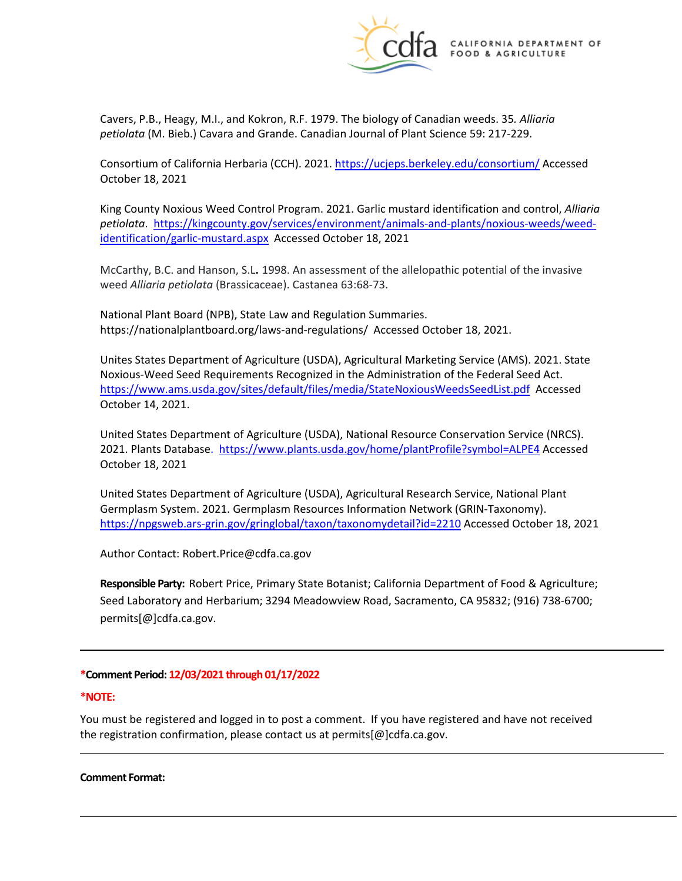Cavers, P.B., Heagy, M.I., and Kokron, R.F. 1979. The biology of Canadian weeds. 35. *Alliaria petiolata* (M. Bieb.) Cavara and Grande. Canadian Journal of Plant Science 59: 217-229.

Consortium of California Herbaria (CCH). 2021. https://ucjeps.berkeley.edu/consortium/ Accessed October 18, 2021

King County Noxious Weed Control Program. 2021. Garlic mustard identification and control, *Alliaria petiolata*. https://kingcounty.gov/services/environment/animals-and-plants/noxious-weeds/weed-identification/garlic-mustard.aspx Accessed October 18, 2021

McCarthy, B.C. and Hanson, S.L**.** 1998. An assessment of the allelopathic potential of the invasive weed *Alliaria petiolata* (Brassicaceae). Castanea 63:68-73.

National Plant Board (NPB), State Law and Regulation Summaries. https://nationalplantboard.org/laws-and-regulations/ Accessed October 18, 2021.

Unites States Department of Agriculture (USDA), Agricultural Marketing Service (AMS). 2021. State Noxious-Weed Seed Requirements Recognized in the Administration of the Federal Seed Act. https://www.ams.usda.gov/sites/default/files/media/StateNoxiousWeedsSeedList.pdf Accessed October 14, 2021.

United States Department of Agriculture (USDA), National Resource Conservation Service (NRCS). 2021. Plants Database. https://www.plants.usda.gov/home/plantProfile?symbol=ALPE4 Accessed October 18, 2021

United States Department of Agriculture (USDA), Agricultural Research Service, National Plant Germplasm System. 2021. Germplasm Resources Information Network (GRIN-Taxonomy). https://npgsweb.ars-grin.gov/gringlobal/taxon/taxonomydetail?id=2210 Accessed October 18, 2021

Author Contact: Robert.Price@cdfa.ca.gov

**Responsible Party:** Robert Price, Primary State Botanist; California Department of Food & Agriculture; Seed Laboratory and Herbarium; 3294 Meadowview Road, Sacramento, CA 95832; (916) 738-6700; permits[@]cdfa.ca.gov.

---

**\*Comment Period: 12/03/2021 through 01/17/2022**

**\*NOTE:**

You must be registered and logged in to post a comment. If you have registered and have not received the registration confirmation, please contact us at permits[@]cdfa.ca.gov.

---

**Comment Format:**

---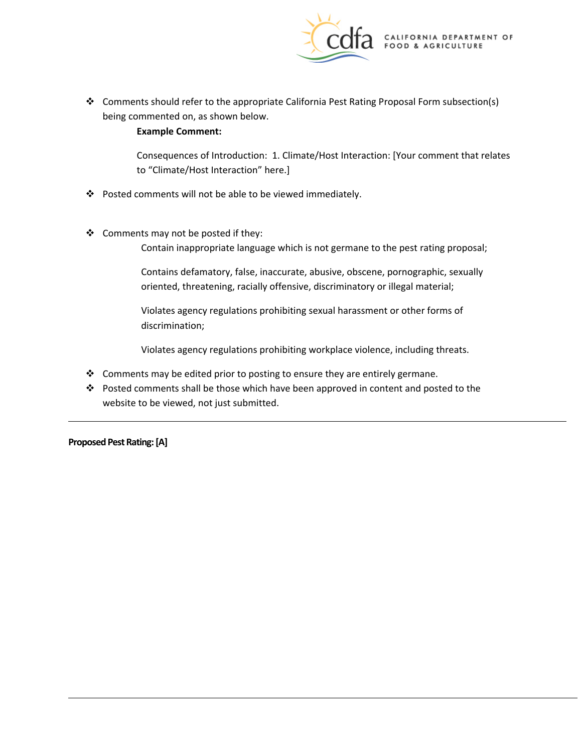- Comments should refer to the appropriate California Pest Rating Proposal Form subsection(s) being commented on, as shown below.

  **Example Comment:**

  Consequences of Introduction:  1. Climate/Host Interaction: [Your comment that relates to "Climate/Host Interaction" here.]

- Posted comments will not be able to be viewed immediately.

- Comments may not be posted if they:

  Contain inappropriate language which is not germane to the pest rating proposal;

  Contains defamatory, false, inaccurate, abusive, obscene, pornographic, sexually oriented, threatening, racially offensive, discriminatory or illegal material;

  Violates agency regulations prohibiting sexual harassment or other forms of discrimination;

  Violates agency regulations prohibiting workplace violence, including threats.

- Comments may be edited prior to posting to ensure they are entirely germane.
- Posted comments shall be those which have been approved in content and posted to the website to be viewed, not just submitted.

---

**Proposed Pest Rating: [A]**

---